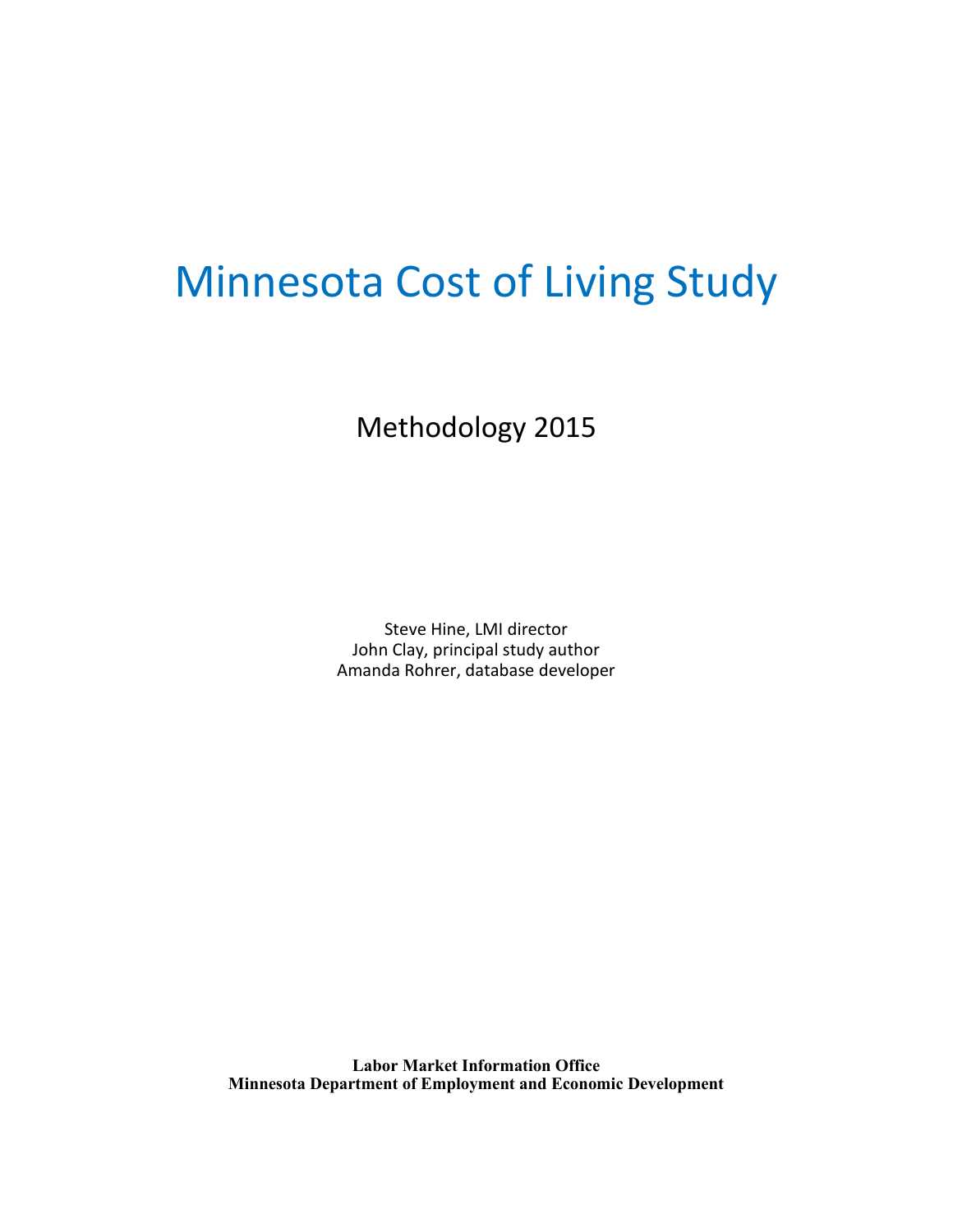# Minnesota Cost of Living Study

## Methodology 2015

Steve Hine, LMI director
John Clay, principal study author
Amanda Rohrer, database developer

**Labor Market Information Office**
**Minnesota Department of Employment and Economic Development**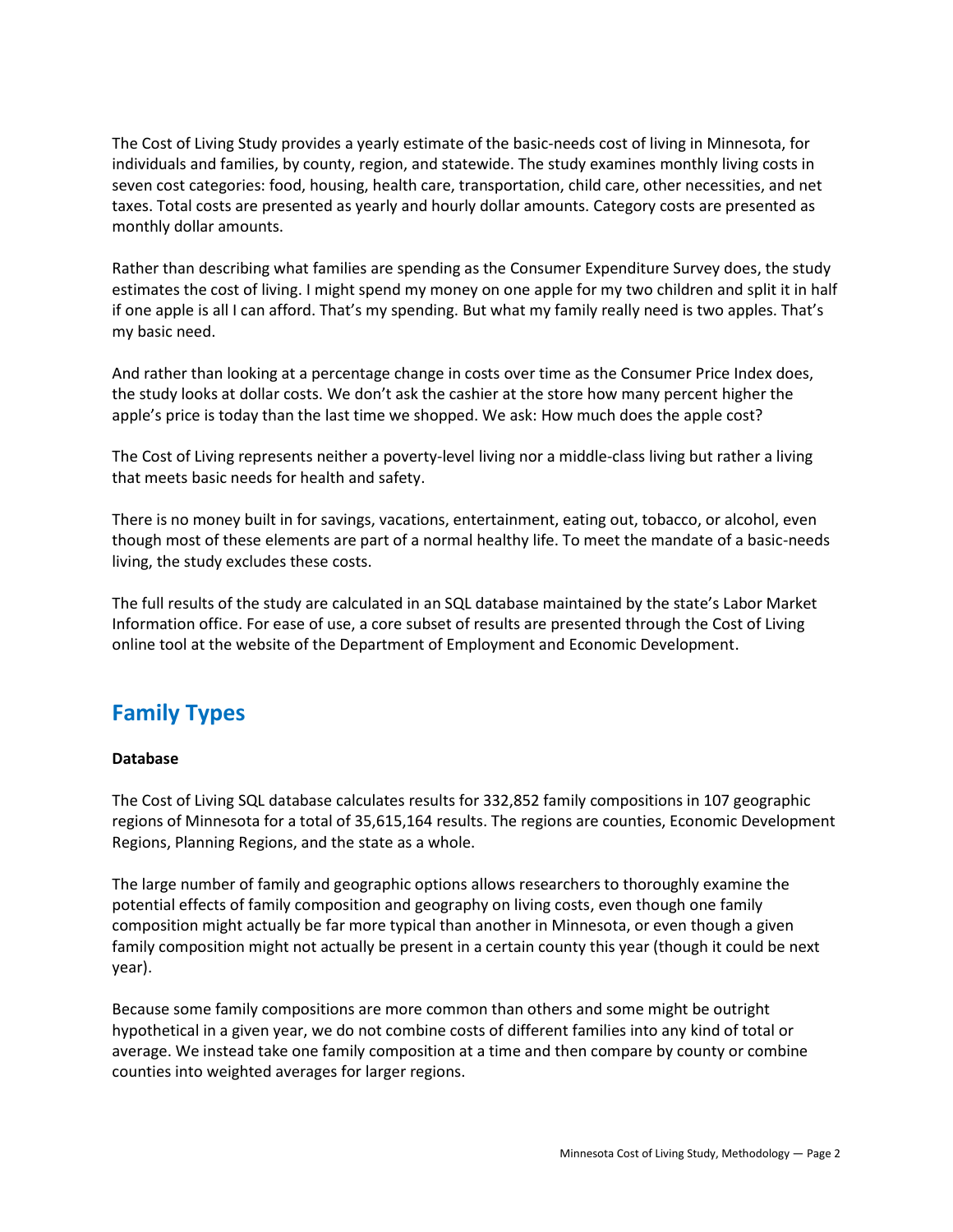The Cost of Living Study provides a yearly estimate of the basic-needs cost of living in Minnesota, for individuals and families, by county, region, and statewide. The study examines monthly living costs in seven cost categories: food, housing, health care, transportation, child care, other necessities, and net taxes. Total costs are presented as yearly and hourly dollar amounts. Category costs are presented as monthly dollar amounts.

Rather than describing what families are spending as the Consumer Expenditure Survey does, the study estimates the cost of living. I might spend my money on one apple for my two children and split it in half if one apple is all I can afford. That's my spending. But what my family really need is two apples. That's my basic need.

And rather than looking at a percentage change in costs over time as the Consumer Price Index does, the study looks at dollar costs. We don't ask the cashier at the store how many percent higher the apple's price is today than the last time we shopped. We ask: How much does the apple cost?

The Cost of Living represents neither a poverty-level living nor a middle-class living but rather a living that meets basic needs for health and safety.

There is no money built in for savings, vacations, entertainment, eating out, tobacco, or alcohol, even though most of these elements are part of a normal healthy life. To meet the mandate of a basic-needs living, the study excludes these costs.

The full results of the study are calculated in an SQL database maintained by the state's Labor Market Information office. For ease of use, a core subset of results are presented through the Cost of Living online tool at the website of the Department of Employment and Economic Development.

## Family Types

**Database**

The Cost of Living SQL database calculates results for 332,852 family compositions in 107 geographic regions of Minnesota for a total of 35,615,164 results. The regions are counties, Economic Development Regions, Planning Regions, and the state as a whole.

The large number of family and geographic options allows researchers to thoroughly examine the potential effects of family composition and geography on living costs, even though one family composition might actually be far more typical than another in Minnesota, or even though a given family composition might not actually be present in a certain county this year (though it could be next year).

Because some family compositions are more common than others and some might be outright hypothetical in a given year, we do not combine costs of different families into any kind of total or average. We instead take one family composition at a time and then compare by county or combine counties into weighted averages for larger regions.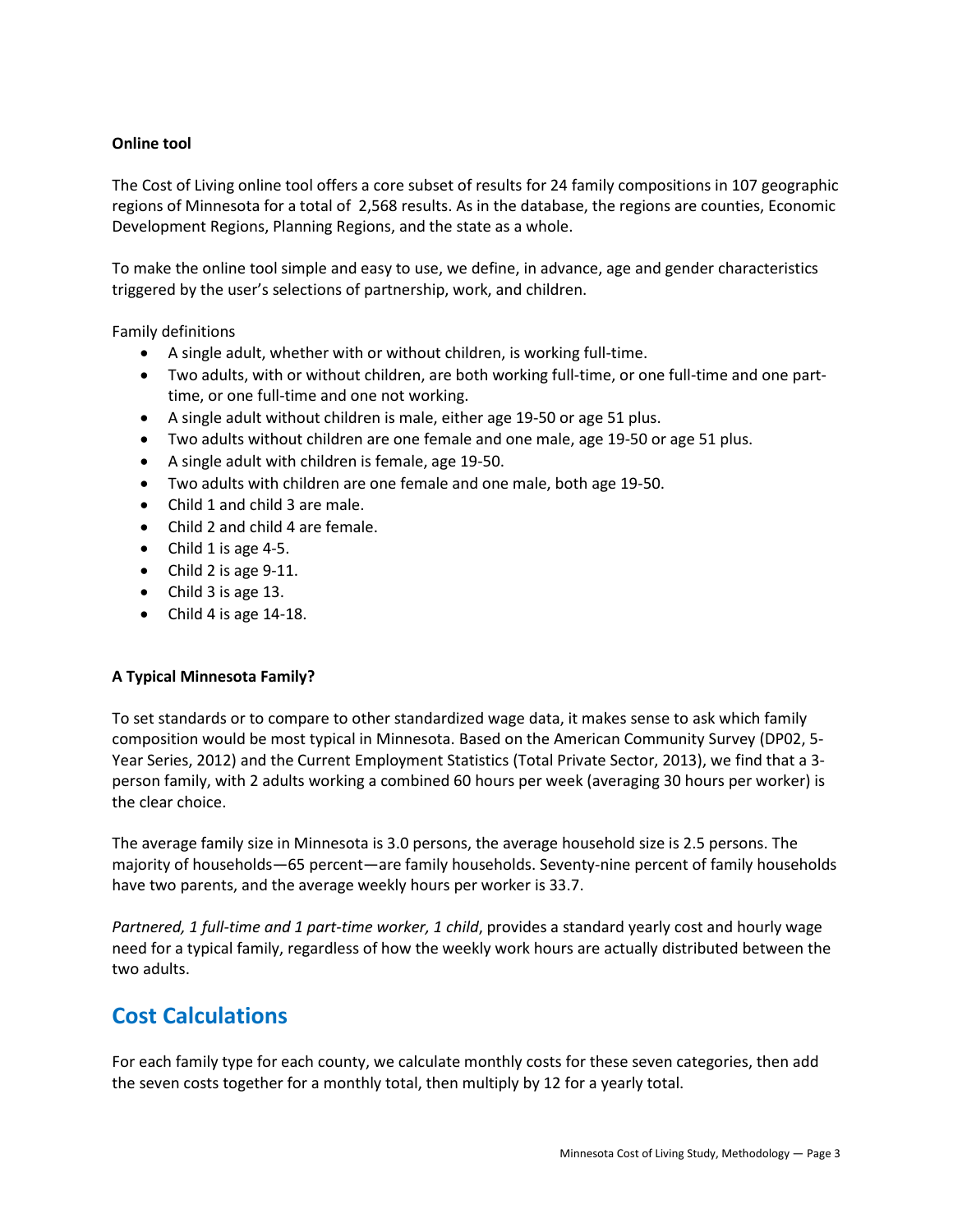**Online tool**

The Cost of Living online tool offers a core subset of results for 24 family compositions in 107 geographic regions of Minnesota for a total of 2,568 results. As in the database, the regions are counties, Economic Development Regions, Planning Regions, and the state as a whole.

To make the online tool simple and easy to use, we define, in advance, age and gender characteristics triggered by the user's selections of partnership, work, and children.

Family definitions

- A single adult, whether with or without children, is working full-time.
- Two adults, with or without children, are both working full-time, or one full-time and one part-time, or one full-time and one not working.
- A single adult without children is male, either age 19-50 or age 51 plus.
- Two adults without children are one female and one male, age 19-50 or age 51 plus.
- A single adult with children is female, age 19-50.
- Two adults with children are one female and one male, both age 19-50.
- Child 1 and child 3 are male.
- Child 2 and child 4 are female.
- Child 1 is age 4-5.
- Child 2 is age 9-11.
- Child 3 is age 13.
- Child 4 is age 14-18.

**A Typical Minnesota Family?**

To set standards or to compare to other standardized wage data, it makes sense to ask which family composition would be most typical in Minnesota. Based on the American Community Survey (DP02, 5-Year Series, 2012) and the Current Employment Statistics (Total Private Sector, 2013), we find that a 3-person family, with 2 adults working a combined 60 hours per week (averaging 30 hours per worker) is the clear choice.

The average family size in Minnesota is 3.0 persons, the average household size is 2.5 persons. The majority of households—65 percent—are family households. Seventy-nine percent of family households have two parents, and the average weekly hours per worker is 33.7.

*Partnered, 1 full-time and 1 part-time worker, 1 child*, provides a standard yearly cost and hourly wage need for a typical family, regardless of how the weekly work hours are actually distributed between the two adults.

## Cost Calculations

For each family type for each county, we calculate monthly costs for these seven categories, then add the seven costs together for a monthly total, then multiply by 12 for a yearly total.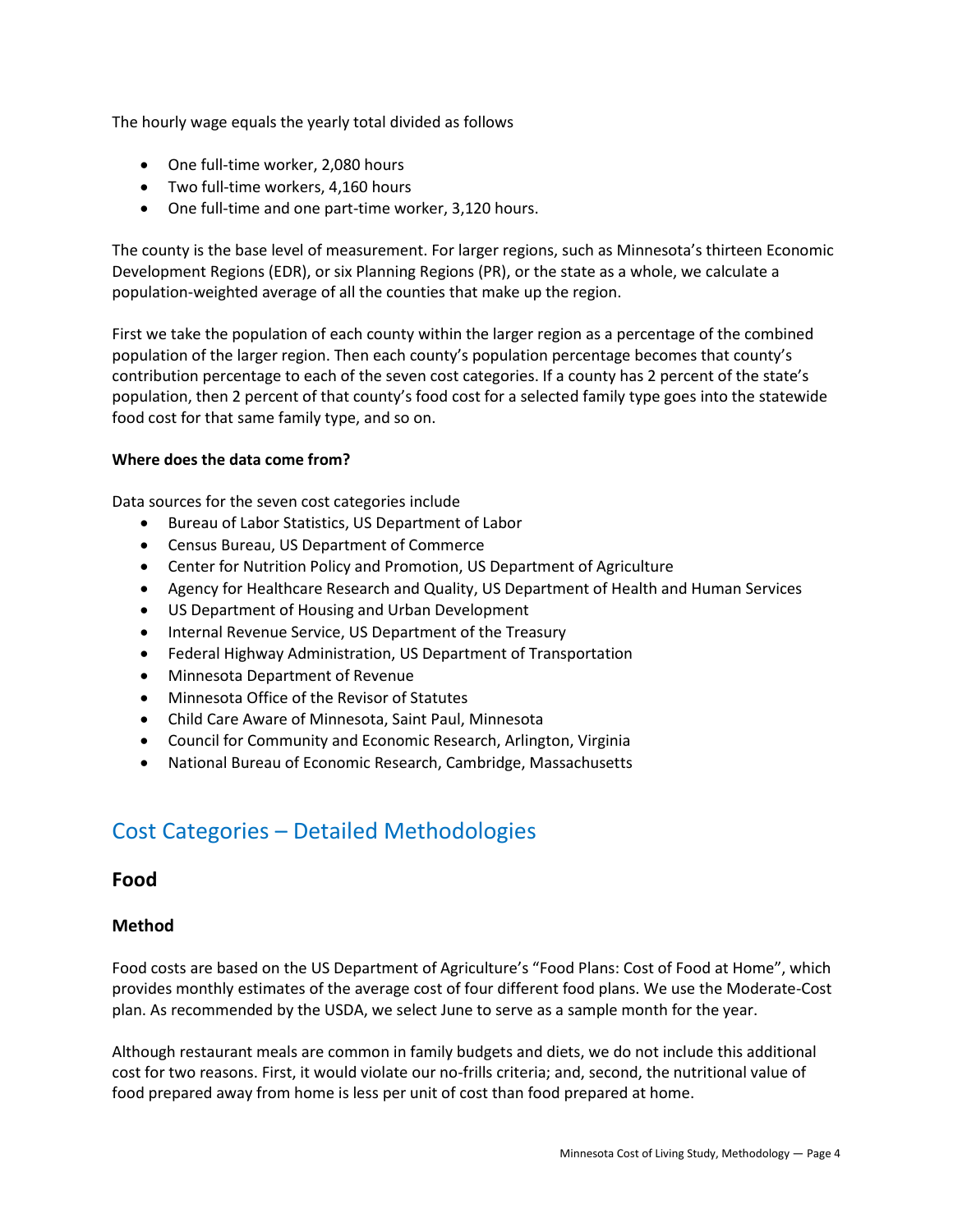The hourly wage equals the yearly total divided as follows

- One full-time worker, 2,080 hours
- Two full-time workers, 4,160 hours
- One full-time and one part-time worker, 3,120 hours.

The county is the base level of measurement. For larger regions, such as Minnesota's thirteen Economic Development Regions (EDR), or six Planning Regions (PR), or the state as a whole, we calculate a population-weighted average of all the counties that make up the region.

First we take the population of each county within the larger region as a percentage of the combined population of the larger region. Then each county's population percentage becomes that county's contribution percentage to each of the seven cost categories. If a county has 2 percent of the state's population, then 2 percent of that county's food cost for a selected family type goes into the statewide food cost for that same family type, and so on.

**Where does the data come from?**

Data sources for the seven cost categories include

- Bureau of Labor Statistics, US Department of Labor
- Census Bureau, US Department of Commerce
- Center for Nutrition Policy and Promotion, US Department of Agriculture
- Agency for Healthcare Research and Quality, US Department of Health and Human Services
- US Department of Housing and Urban Development
- Internal Revenue Service, US Department of the Treasury
- Federal Highway Administration, US Department of Transportation
- Minnesota Department of Revenue
- Minnesota Office of the Revisor of Statutes
- Child Care Aware of Minnesota, Saint Paul, Minnesota
- Council for Community and Economic Research, Arlington, Virginia
- National Bureau of Economic Research, Cambridge, Massachusetts

## Cost Categories – Detailed Methodologies

### Food

#### Method

Food costs are based on the US Department of Agriculture's "Food Plans: Cost of Food at Home", which provides monthly estimates of the average cost of four different food plans. We use the Moderate-Cost plan. As recommended by the USDA, we select June to serve as a sample month for the year.

Although restaurant meals are common in family budgets and diets, we do not include this additional cost for two reasons. First, it would violate our no-frills criteria; and, second, the nutritional value of food prepared away from home is less per unit of cost than food prepared at home.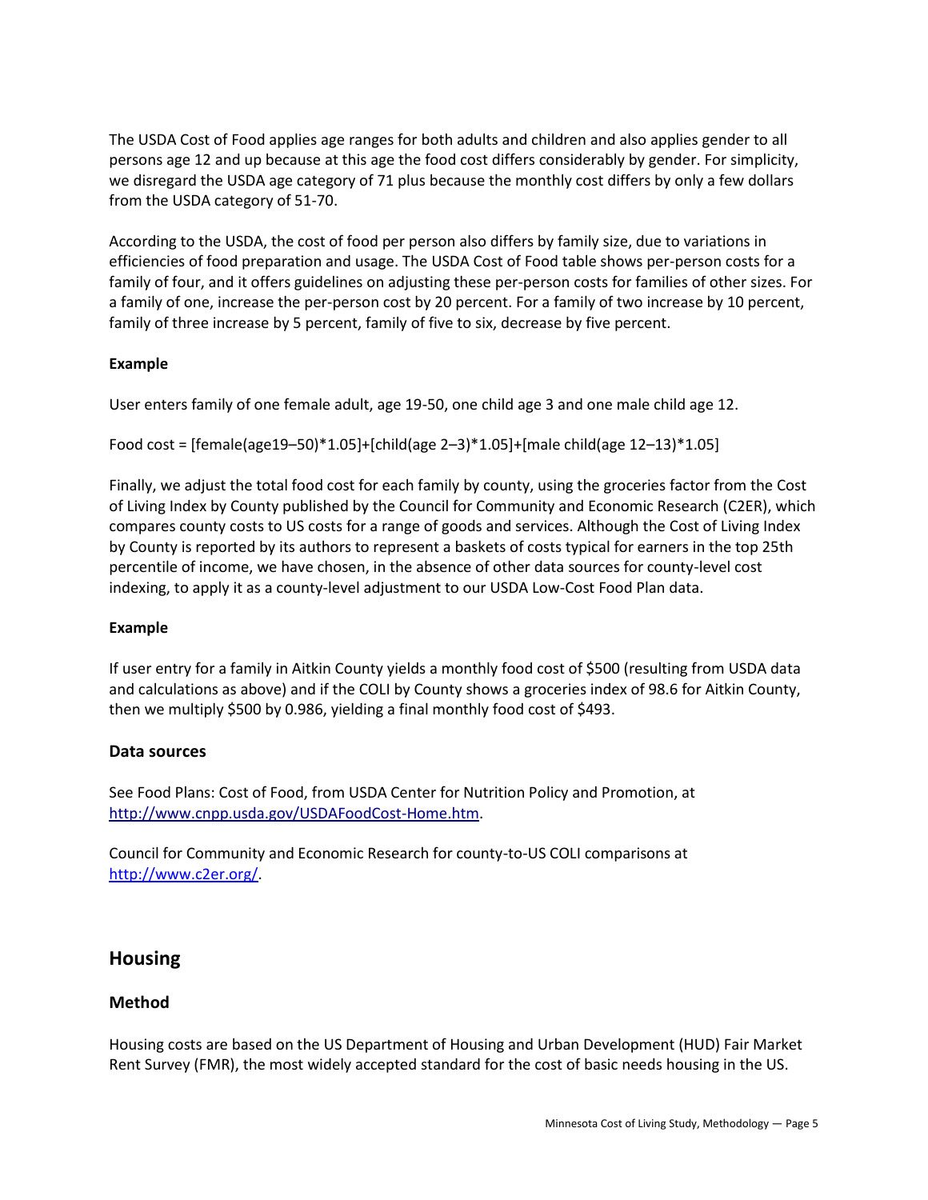The USDA Cost of Food applies age ranges for both adults and children and also applies gender to all persons age 12 and up because at this age the food cost differs considerably by gender. For simplicity, we disregard the USDA age category of 71 plus because the monthly cost differs by only a few dollars from the USDA category of 51-70.

According to the USDA, the cost of food per person also differs by family size, due to variations in efficiencies of food preparation and usage. The USDA Cost of Food table shows per-person costs for a family of four, and it offers guidelines on adjusting these per-person costs for families of other sizes. For a family of one, increase the per-person cost by 20 percent. For a family of two increase by 10 percent, family of three increase by 5 percent, family of five to six, decrease by five percent.

**Example**

User enters family of one female adult, age 19-50, one child age 3 and one male child age 12.

Food cost = [female(age19–50)*1.05]+[child(age 2–3)*1.05]+[male child(age 12–13)*1.05]

Finally, we adjust the total food cost for each family by county, using the groceries factor from the Cost of Living Index by County published by the Council for Community and Economic Research (C2ER), which compares county costs to US costs for a range of goods and services. Although the Cost of Living Index by County is reported by its authors to represent a baskets of costs typical for earners in the top 25th percentile of income, we have chosen, in the absence of other data sources for county-level cost indexing, to apply it as a county-level adjustment to our USDA Low-Cost Food Plan data.

**Example**

If user entry for a family in Aitkin County yields a monthly food cost of $500 (resulting from USDA data and calculations as above) and if the COLI by County shows a groceries index of 98.6 for Aitkin County, then we multiply $500 by 0.986, yielding a final monthly food cost of $493.

### Data sources

See Food Plans: Cost of Food, from USDA Center for Nutrition Policy and Promotion, at http://www.cnpp.usda.gov/USDAFoodCost-Home.htm.

Council for Community and Economic Research for county-to-US COLI comparisons at http://www.c2er.org/.

## Housing

### Method

Housing costs are based on the US Department of Housing and Urban Development (HUD) Fair Market Rent Survey (FMR), the most widely accepted standard for the cost of basic needs housing in the US.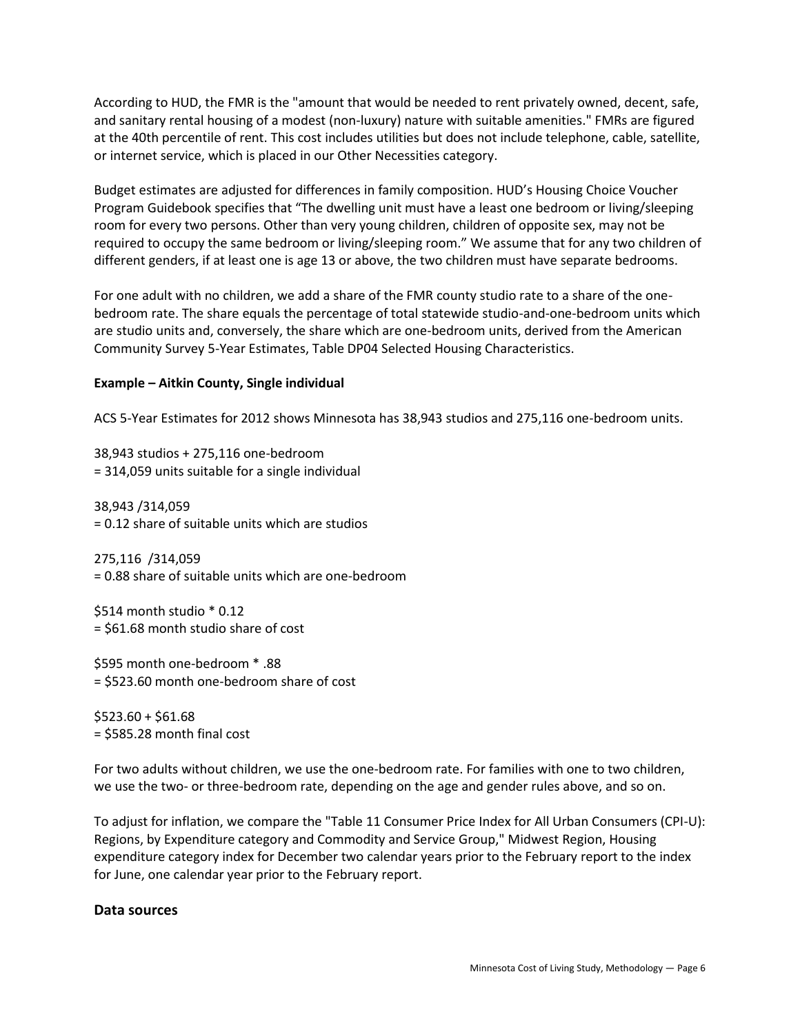According to HUD, the FMR is the "amount that would be needed to rent privately owned, decent, safe, and sanitary rental housing of a modest (non-luxury) nature with suitable amenities." FMRs are figured at the 40th percentile of rent. This cost includes utilities but does not include telephone, cable, satellite, or internet service, which is placed in our Other Necessities category.

Budget estimates are adjusted for differences in family composition. HUD's Housing Choice Voucher Program Guidebook specifies that "The dwelling unit must have a least one bedroom or living/sleeping room for every two persons. Other than very young children, children of opposite sex, may not be required to occupy the same bedroom or living/sleeping room." We assume that for any two children of different genders, if at least one is age 13 or above, the two children must have separate bedrooms.

For one adult with no children, we add a share of the FMR county studio rate to a share of the one-bedroom rate. The share equals the percentage of total statewide studio-and-one-bedroom units which are studio units and, conversely, the share which are one-bedroom units, derived from the American Community Survey 5-Year Estimates, Table DP04 Selected Housing Characteristics.

**Example – Aitkin County, Single individual**

ACS 5-Year Estimates for 2012 shows Minnesota has 38,943 studios and 275,116 one-bedroom units.

38,943 studios + 275,116 one-bedroom
= 314,059 units suitable for a single individual

38,943 /314,059
= 0.12 share of suitable units which are studios

275,116 /314,059
= 0.88 share of suitable units which are one-bedroom

$514 month studio * 0.12
= $61.68 month studio share of cost

$595 month one-bedroom * .88
= $523.60 month one-bedroom share of cost

$523.60 + $61.68
= $585.28 month final cost

For two adults without children, we use the one-bedroom rate. For families with one to two children, we use the two- or three-bedroom rate, depending on the age and gender rules above, and so on.

To adjust for inflation, we compare the "Table 11 Consumer Price Index for All Urban Consumers (CPI-U): Regions, by Expenditure category and Commodity and Service Group," Midwest Region, Housing expenditure category index for December two calendar years prior to the February report to the index for June, one calendar year prior to the February report.

## Data sources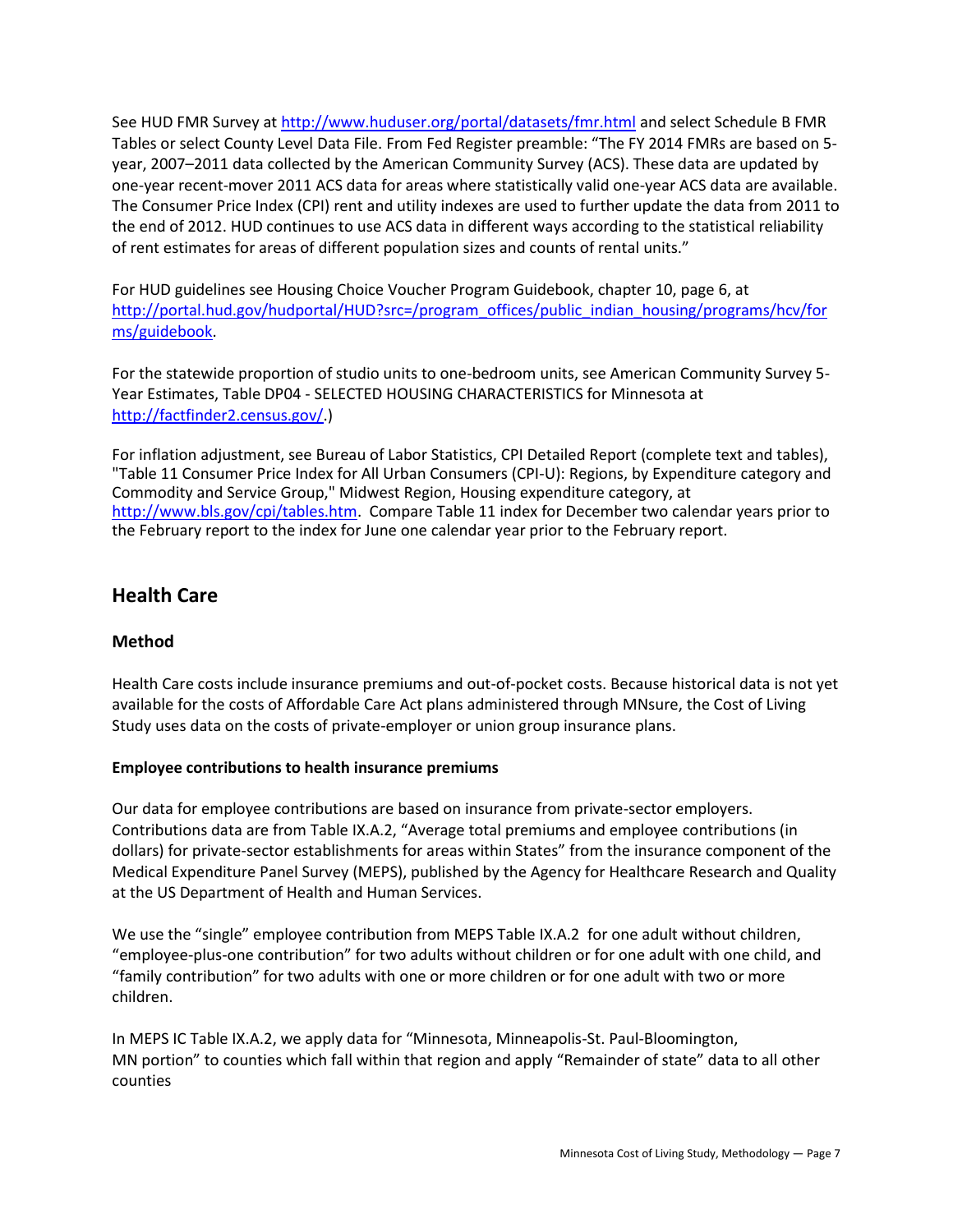See HUD FMR Survey at http://www.huduser.org/portal/datasets/fmr.html and select Schedule B FMR Tables or select County Level Data File. From Fed Register preamble: "The FY 2014 FMRs are based on 5-year, 2007–2011 data collected by the American Community Survey (ACS). These data are updated by one-year recent-mover 2011 ACS data for areas where statistically valid one-year ACS data are available. The Consumer Price Index (CPI) rent and utility indexes are used to further update the data from 2011 to the end of 2012. HUD continues to use ACS data in different ways according to the statistical reliability of rent estimates for areas of different population sizes and counts of rental units."

For HUD guidelines see Housing Choice Voucher Program Guidebook, chapter 10, page 6, at http://portal.hud.gov/hudportal/HUD?src=/program_offices/public_indian_housing/programs/hcv/forms/guidebook.

For the statewide proportion of studio units to one-bedroom units, see American Community Survey 5-Year Estimates, Table DP04 - SELECTED HOUSING CHARACTERISTICS for Minnesota at http://factfinder2.census.gov/.)

For inflation adjustment, see Bureau of Labor Statistics, CPI Detailed Report (complete text and tables), "Table 11 Consumer Price Index for All Urban Consumers (CPI-U): Regions, by Expenditure category and Commodity and Service Group," Midwest Region, Housing expenditure category, at http://www.bls.gov/cpi/tables.htm. Compare Table 11 index for December two calendar years prior to the February report to the index for June one calendar year prior to the February report.

## Health Care

### Method

Health Care costs include insurance premiums and out-of-pocket costs. Because historical data is not yet available for the costs of Affordable Care Act plans administered through MNsure, the Cost of Living Study uses data on the costs of private-employer or union group insurance plans.

**Employee contributions to health insurance premiums**

Our data for employee contributions are based on insurance from private-sector employers. Contributions data are from Table IX.A.2, "Average total premiums and employee contributions (in dollars) for private-sector establishments for areas within States" from the insurance component of the Medical Expenditure Panel Survey (MEPS), published by the Agency for Healthcare Research and Quality at the US Department of Health and Human Services.

We use the "single" employee contribution from MEPS Table IX.A.2 for one adult without children, "employee-plus-one contribution" for two adults without children or for one adult with one child, and "family contribution" for two adults with one or more children or for one adult with two or more children.

In MEPS IC Table IX.A.2, we apply data for "Minnesota, Minneapolis-St. Paul-Bloomington, MN portion" to counties which fall within that region and apply "Remainder of state" data to all other counties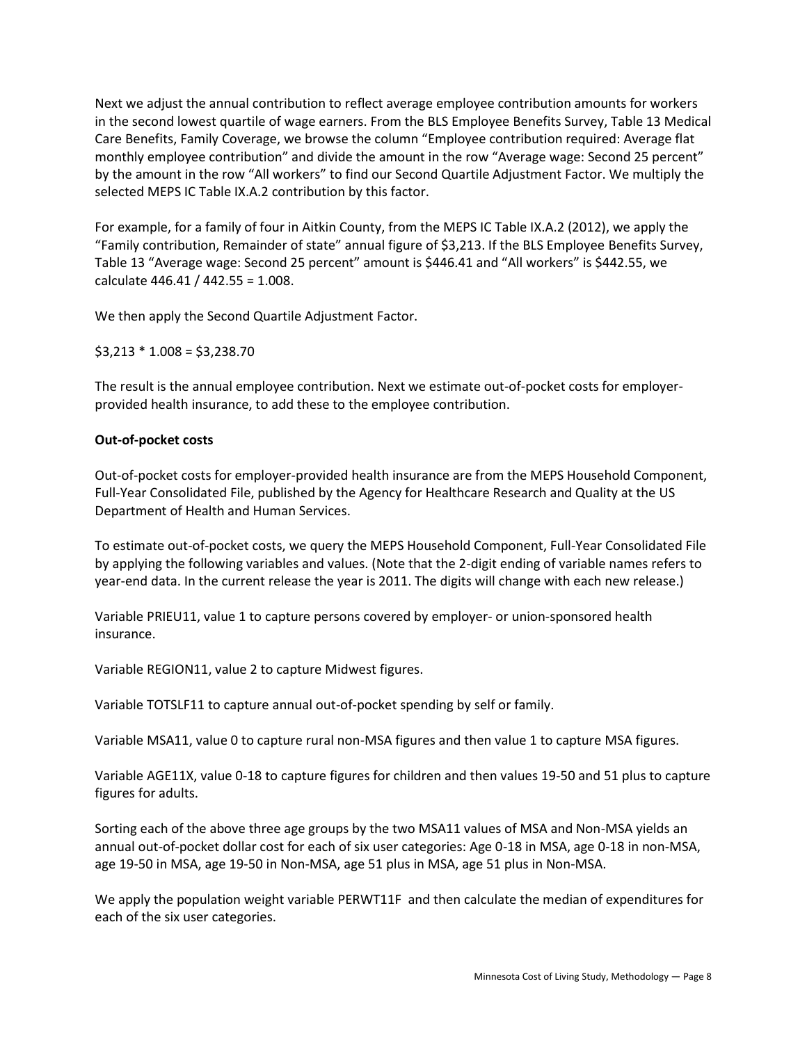Next we adjust the annual contribution to reflect average employee contribution amounts for workers in the second lowest quartile of wage earners. From the BLS Employee Benefits Survey, Table 13 Medical Care Benefits, Family Coverage, we browse the column "Employee contribution required: Average flat monthly employee contribution" and divide the amount in the row "Average wage: Second 25 percent" by the amount in the row "All workers" to find our Second Quartile Adjustment Factor. We multiply the selected MEPS IC Table IX.A.2 contribution by this factor.

For example, for a family of four in Aitkin County, from the MEPS IC Table IX.A.2 (2012), we apply the "Family contribution, Remainder of state" annual figure of $3,213. If the BLS Employee Benefits Survey, Table 13 "Average wage: Second 25 percent" amount is $446.41 and "All workers" is $442.55, we calculate 446.41 / 442.55 = 1.008.

We then apply the Second Quartile Adjustment Factor.

$3,213 * 1.008 = $3,238.70

The result is the annual employee contribution. Next we estimate out-of-pocket costs for employer-provided health insurance, to add these to the employee contribution.

**Out-of-pocket costs**

Out-of-pocket costs for employer-provided health insurance are from the MEPS Household Component, Full-Year Consolidated File, published by the Agency for Healthcare Research and Quality at the US Department of Health and Human Services.

To estimate out-of-pocket costs, we query the MEPS Household Component, Full-Year Consolidated File by applying the following variables and values. (Note that the 2-digit ending of variable names refers to year-end data. In the current release the year is 2011. The digits will change with each new release.)

Variable PRIEU11, value 1 to capture persons covered by employer- or union-sponsored health insurance.

Variable REGION11, value 2 to capture Midwest figures.

Variable TOTSLF11 to capture annual out-of-pocket spending by self or family.

Variable MSA11, value 0 to capture rural non-MSA figures and then value 1 to capture MSA figures.

Variable AGE11X, value 0-18 to capture figures for children and then values 19-50 and 51 plus to capture figures for adults.

Sorting each of the above three age groups by the two MSA11 values of MSA and Non-MSA yields an annual out-of-pocket dollar cost for each of six user categories: Age 0-18 in MSA, age 0-18 in non-MSA, age 19-50 in MSA, age 19-50 in Non-MSA, age 51 plus in MSA, age 51 plus in Non-MSA.

We apply the population weight variable PERWT11F and then calculate the median of expenditures for each of the six user categories.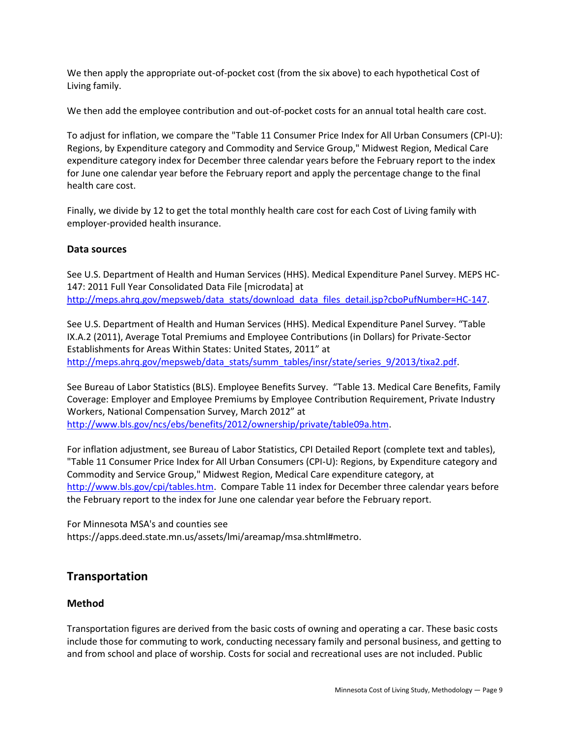We then apply the appropriate out-of-pocket cost (from the six above) to each hypothetical Cost of Living family.

We then add the employee contribution and out-of-pocket costs for an annual total health care cost.

To adjust for inflation, we compare the "Table 11 Consumer Price Index for All Urban Consumers (CPI-U): Regions, by Expenditure category and Commodity and Service Group," Midwest Region, Medical Care expenditure category index for December three calendar years before the February report to the index for June one calendar year before the February report and apply the percentage change to the final health care cost.

Finally, we divide by 12 to get the total monthly health care cost for each Cost of Living family with employer-provided health insurance.

### Data sources

See U.S. Department of Health and Human Services (HHS). Medical Expenditure Panel Survey. MEPS HC-147: 2011 Full Year Consolidated Data File [microdata] at http://meps.ahrq.gov/mepsweb/data_stats/download_data_files_detail.jsp?cboPufNumber=HC-147.

See U.S. Department of Health and Human Services (HHS). Medical Expenditure Panel Survey. "Table IX.A.2 (2011), Average Total Premiums and Employee Contributions (in Dollars) for Private-Sector Establishments for Areas Within States: United States, 2011" at http://meps.ahrq.gov/mepsweb/data_stats/summ_tables/insr/state/series_9/2013/tixa2.pdf.

See Bureau of Labor Statistics (BLS). Employee Benefits Survey. "Table 13. Medical Care Benefits, Family Coverage: Employer and Employee Premiums by Employee Contribution Requirement, Private Industry Workers, National Compensation Survey, March 2012" at http://www.bls.gov/ncs/ebs/benefits/2012/ownership/private/table09a.htm.

For inflation adjustment, see Bureau of Labor Statistics, CPI Detailed Report (complete text and tables), "Table 11 Consumer Price Index for All Urban Consumers (CPI-U): Regions, by Expenditure category and Commodity and Service Group," Midwest Region, Medical Care expenditure category, at http://www.bls.gov/cpi/tables.htm. Compare Table 11 index for December three calendar years before the February report to the index for June one calendar year before the February report.

For Minnesota MSA's and counties see https://apps.deed.state.mn.us/assets/lmi/areamap/msa.shtml#metro.

## Transportation

### Method

Transportation figures are derived from the basic costs of owning and operating a car. These basic costs include those for commuting to work, conducting necessary family and personal business, and getting to and from school and place of worship. Costs for social and recreational uses are not included. Public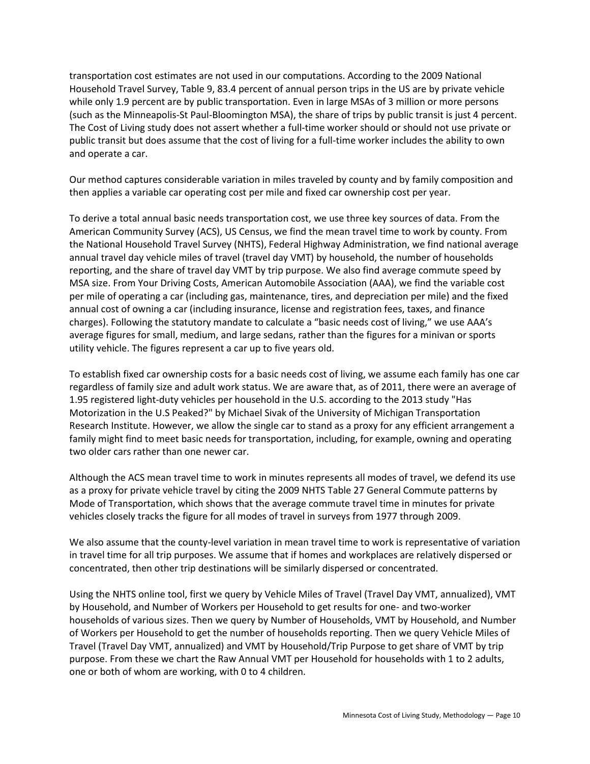transportation cost estimates are not used in our computations. According to the 2009 National Household Travel Survey, Table 9, 83.4 percent of annual person trips in the US are by private vehicle while only 1.9 percent are by public transportation. Even in large MSAs of 3 million or more persons (such as the Minneapolis-St Paul-Bloomington MSA), the share of trips by public transit is just 4 percent. The Cost of Living study does not assert whether a full-time worker should or should not use private or public transit but does assume that the cost of living for a full-time worker includes the ability to own and operate a car.

Our method captures considerable variation in miles traveled by county and by family composition and then applies a variable car operating cost per mile and fixed car ownership cost per year.

To derive a total annual basic needs transportation cost, we use three key sources of data. From the American Community Survey (ACS), US Census, we find the mean travel time to work by county. From the National Household Travel Survey (NHTS), Federal Highway Administration, we find national average annual travel day vehicle miles of travel (travel day VMT) by household, the number of households reporting, and the share of travel day VMT by trip purpose. We also find average commute speed by MSA size. From Your Driving Costs, American Automobile Association (AAA), we find the variable cost per mile of operating a car (including gas, maintenance, tires, and depreciation per mile) and the fixed annual cost of owning a car (including insurance, license and registration fees, taxes, and finance charges). Following the statutory mandate to calculate a "basic needs cost of living," we use AAA's average figures for small, medium, and large sedans, rather than the figures for a minivan or sports utility vehicle. The figures represent a car up to five years old.

To establish fixed car ownership costs for a basic needs cost of living, we assume each family has one car regardless of family size and adult work status. We are aware that, as of 2011, there were an average of 1.95 registered light-duty vehicles per household in the U.S. according to the 2013 study "Has Motorization in the U.S Peaked?" by Michael Sivak of the University of Michigan Transportation Research Institute. However, we allow the single car to stand as a proxy for any efficient arrangement a family might find to meet basic needs for transportation, including, for example, owning and operating two older cars rather than one newer car.

Although the ACS mean travel time to work in minutes represents all modes of travel, we defend its use as a proxy for private vehicle travel by citing the 2009 NHTS Table 27 General Commute patterns by Mode of Transportation, which shows that the average commute travel time in minutes for private vehicles closely tracks the figure for all modes of travel in surveys from 1977 through 2009.

We also assume that the county-level variation in mean travel time to work is representative of variation in travel time for all trip purposes. We assume that if homes and workplaces are relatively dispersed or concentrated, then other trip destinations will be similarly dispersed or concentrated.

Using the NHTS online tool, first we query by Vehicle Miles of Travel (Travel Day VMT, annualized), VMT by Household, and Number of Workers per Household to get results for one- and two-worker households of various sizes. Then we query by Number of Households, VMT by Household, and Number of Workers per Household to get the number of households reporting. Then we query Vehicle Miles of Travel (Travel Day VMT, annualized) and VMT by Household/Trip Purpose to get share of VMT by trip purpose. From these we chart the Raw Annual VMT per Household for households with 1 to 2 adults, one or both of whom are working, with 0 to 4 children.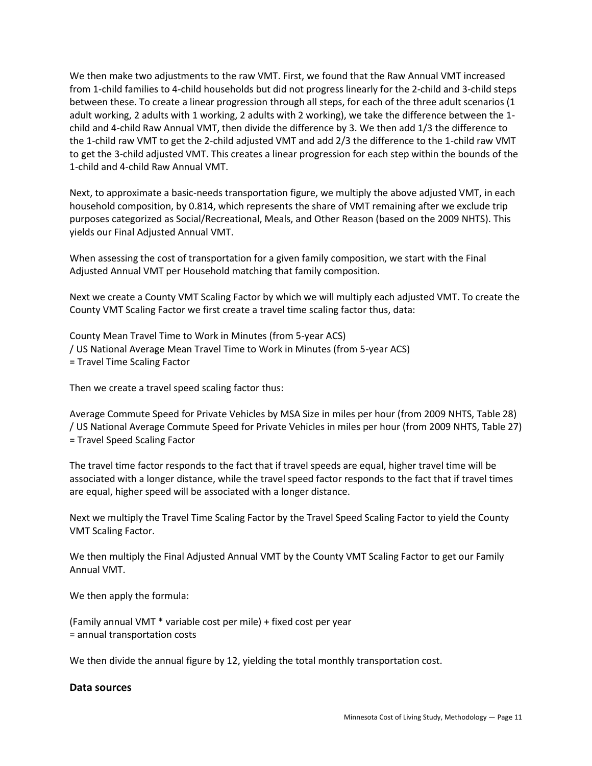We then make two adjustments to the raw VMT. First, we found that the Raw Annual VMT increased from 1-child families to 4-child households but did not progress linearly for the 2-child and 3-child steps between these. To create a linear progression through all steps, for each of the three adult scenarios (1 adult working, 2 adults with 1 working, 2 adults with 2 working), we take the difference between the 1-child and 4-child Raw Annual VMT, then divide the difference by 3. We then add 1/3 the difference to the 1-child raw VMT to get the 2-child adjusted VMT and add 2/3 the difference to the 1-child raw VMT to get the 3-child adjusted VMT. This creates a linear progression for each step within the bounds of the 1-child and 4-child Raw Annual VMT.

Next, to approximate a basic-needs transportation figure, we multiply the above adjusted VMT, in each household composition, by 0.814, which represents the share of VMT remaining after we exclude trip purposes categorized as Social/Recreational, Meals, and Other Reason (based on the 2009 NHTS). This yields our Final Adjusted Annual VMT.

When assessing the cost of transportation for a given family composition, we start with the Final Adjusted Annual VMT per Household matching that family composition.

Next we create a County VMT Scaling Factor by which we will multiply each adjusted VMT. To create the County VMT Scaling Factor we first create a travel time scaling factor thus, data:

County Mean Travel Time to Work in Minutes (from 5-year ACS)
/ US National Average Mean Travel Time to Work in Minutes (from 5-year ACS)
= Travel Time Scaling Factor

Then we create a travel speed scaling factor thus:

Average Commute Speed for Private Vehicles by MSA Size in miles per hour (from 2009 NHTS, Table 28)
/ US National Average Commute Speed for Private Vehicles in miles per hour (from 2009 NHTS, Table 27)
= Travel Speed Scaling Factor

The travel time factor responds to the fact that if travel speeds are equal, higher travel time will be associated with a longer distance, while the travel speed factor responds to the fact that if travel times are equal, higher speed will be associated with a longer distance.

Next we multiply the Travel Time Scaling Factor by the Travel Speed Scaling Factor to yield the County VMT Scaling Factor.

We then multiply the Final Adjusted Annual VMT by the County VMT Scaling Factor to get our Family Annual VMT.

We then apply the formula:

(Family annual VMT * variable cost per mile) + fixed cost per year
= annual transportation costs

We then divide the annual figure by 12, yielding the total monthly transportation cost.

### Data sources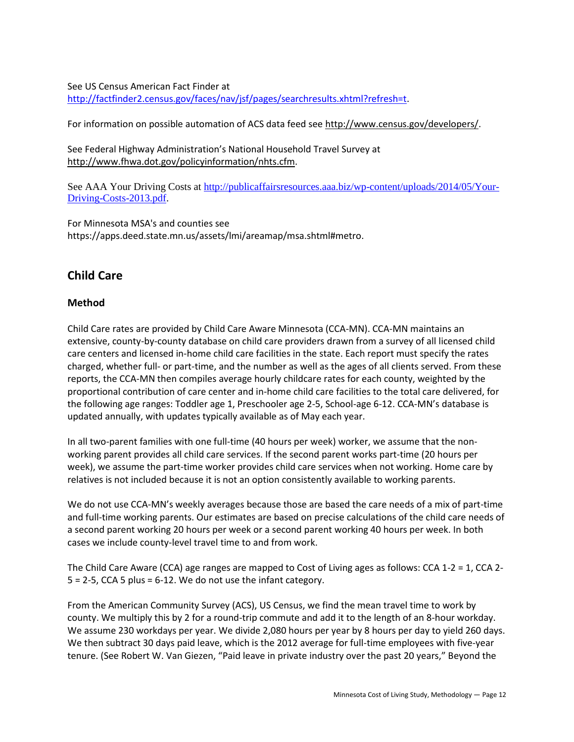See US Census American Fact Finder at http://factfinder2.census.gov/faces/nav/jsf/pages/searchresults.xhtml?refresh=t.

For information on possible automation of ACS data feed see http://www.census.gov/developers/.

See Federal Highway Administration's National Household Travel Survey at http://www.fhwa.dot.gov/policyinformation/nhts.cfm.

See AAA Your Driving Costs at http://publicaffairsresources.aaa.biz/wp-content/uploads/2014/05/Your-Driving-Costs-2013.pdf.

For Minnesota MSA's and counties see https://apps.deed.state.mn.us/assets/lmi/areamap/msa.shtml#metro.

## Child Care

### Method

Child Care rates are provided by Child Care Aware Minnesota (CCA-MN). CCA-MN maintains an extensive, county-by-county database on child care providers drawn from a survey of all licensed child care centers and licensed in-home child care facilities in the state. Each report must specify the rates charged, whether full- or part-time, and the number as well as the ages of all clients served. From these reports, the CCA-MN then compiles average hourly childcare rates for each county, weighted by the proportional contribution of care center and in-home child care facilities to the total care delivered, for the following age ranges: Toddler age 1, Preschooler age 2-5, School-age 6-12. CCA-MN's database is updated annually, with updates typically available as of May each year.

In all two-parent families with one full-time (40 hours per week) worker, we assume that the non-working parent provides all child care services. If the second parent works part-time (20 hours per week), we assume the part-time worker provides child care services when not working. Home care by relatives is not included because it is not an option consistently available to working parents.

We do not use CCA-MN's weekly averages because those are based the care needs of a mix of part-time and full-time working parents. Our estimates are based on precise calculations of the child care needs of a second parent working 20 hours per week or a second parent working 40 hours per week. In both cases we include county-level travel time to and from work.

The Child Care Aware (CCA) age ranges are mapped to Cost of Living ages as follows: CCA 1-2 = 1, CCA 2-5 = 2-5, CCA 5 plus = 6-12. We do not use the infant category.

From the American Community Survey (ACS), US Census, we find the mean travel time to work by county. We multiply this by 2 for a round-trip commute and add it to the length of an 8-hour workday. We assume 230 workdays per year. We divide 2,080 hours per year by 8 hours per day to yield 260 days. We then subtract 30 days paid leave, which is the 2012 average for full-time employees with five-year tenure. (See Robert W. Van Giezen, "Paid leave in private industry over the past 20 years," Beyond the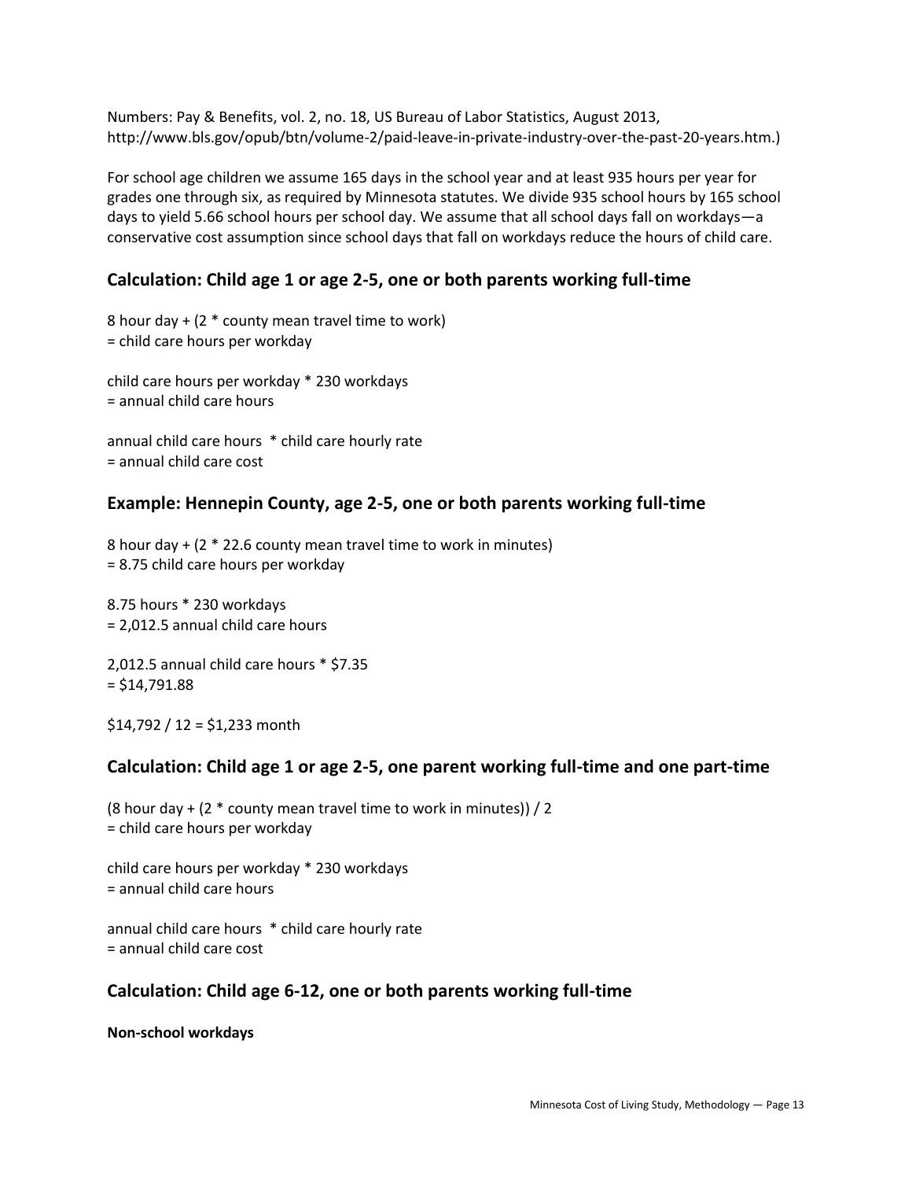Numbers: Pay & Benefits, vol. 2, no. 18, US Bureau of Labor Statistics, August 2013, http://www.bls.gov/opub/btn/volume-2/paid-leave-in-private-industry-over-the-past-20-years.htm.)

For school age children we assume 165 days in the school year and at least 935 hours per year for grades one through six, as required by Minnesota statutes. We divide 935 school hours by 165 school days to yield 5.66 school hours per school day. We assume that all school days fall on workdays—a conservative cost assumption since school days that fall on workdays reduce the hours of child care.

## Calculation: Child age 1 or age 2-5, one or both parents working full-time

8 hour day + (2 * county mean travel time to work)
= child care hours per workday

child care hours per workday * 230 workdays
= annual child care hours

annual child care hours * child care hourly rate
= annual child care cost

## Example: Hennepin County, age 2-5, one or both parents working full-time

8 hour day + (2 * 22.6 county mean travel time to work in minutes)
= 8.75 child care hours per workday

8.75 hours * 230 workdays
= 2,012.5 annual child care hours

2,012.5 annual child care hours * $7.35
= $14,791.88

$14,792 / 12 = $1,233 month

## Calculation: Child age 1 or age 2-5, one parent working full-time and one part-time

(8 hour day + (2 * county mean travel time to work in minutes)) / 2
= child care hours per workday

child care hours per workday * 230 workdays
= annual child care hours

annual child care hours * child care hourly rate
= annual child care cost

## Calculation: Child age 6-12, one or both parents working full-time

**Non-school workdays**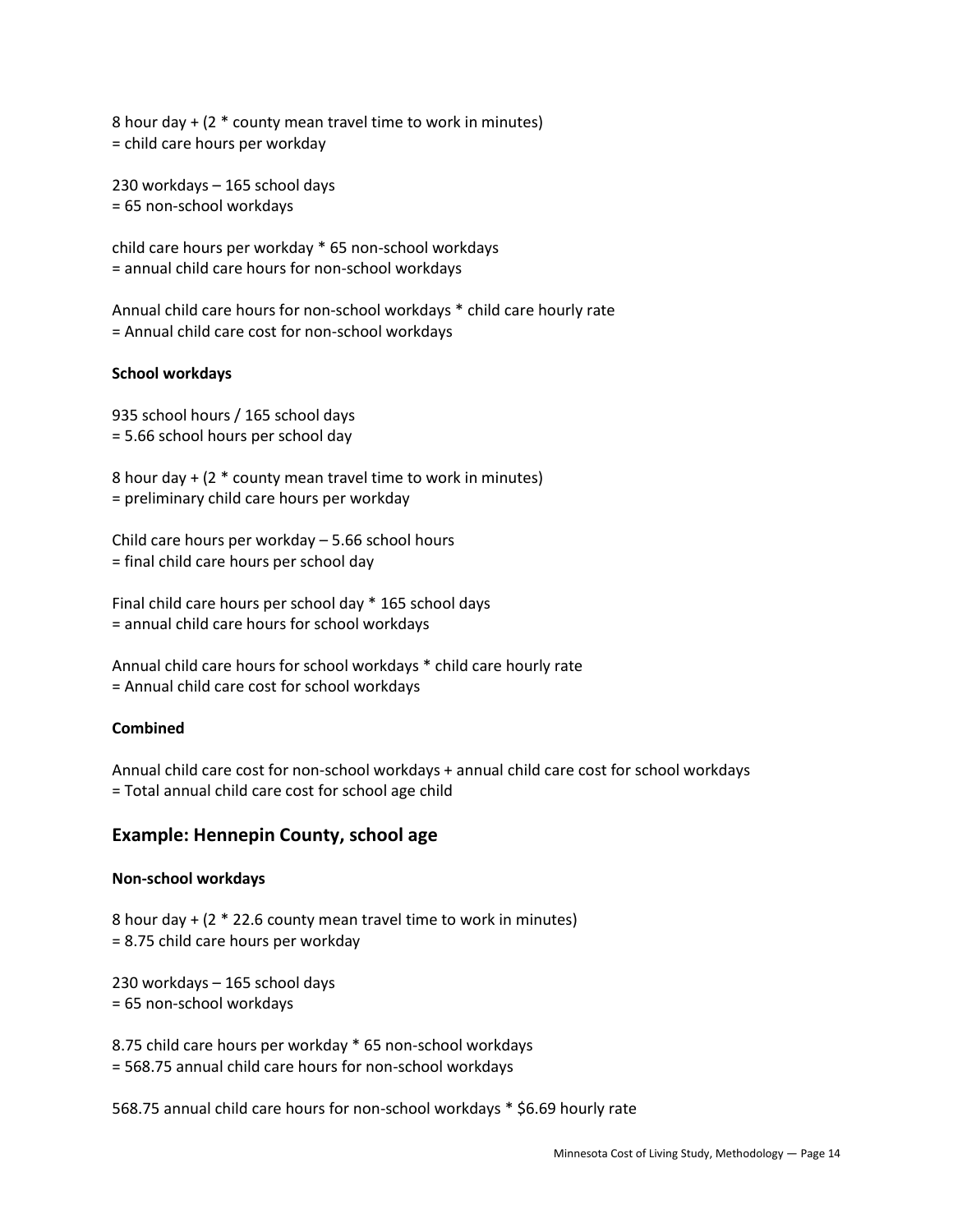8 hour day + (2 * county mean travel time to work in minutes)
= child care hours per workday

230 workdays – 165 school days
= 65 non-school workdays

child care hours per workday * 65 non-school workdays
= annual child care hours for non-school workdays

Annual child care hours for non-school workdays * child care hourly rate
= Annual child care cost for non-school workdays

**School workdays**

935 school hours / 165 school days
= 5.66 school hours per school day

8 hour day + (2 * county mean travel time to work in minutes)
= preliminary child care hours per workday

Child care hours per workday – 5.66 school hours
= final child care hours per school day

Final child care hours per school day * 165 school days
= annual child care hours for school workdays

Annual child care hours for school workdays * child care hourly rate
= Annual child care cost for school workdays

**Combined**

Annual child care cost for non-school workdays + annual child care cost for school workdays
= Total annual child care cost for school age child

## Example: Hennepin County, school age

**Non-school workdays**

8 hour day + (2 * 22.6 county mean travel time to work in minutes)
= 8.75 child care hours per workday

230 workdays – 165 school days
= 65 non-school workdays

8.75 child care hours per workday * 65 non-school workdays
= 568.75 annual child care hours for non-school workdays

568.75 annual child care hours for non-school workdays * $6.69 hourly rate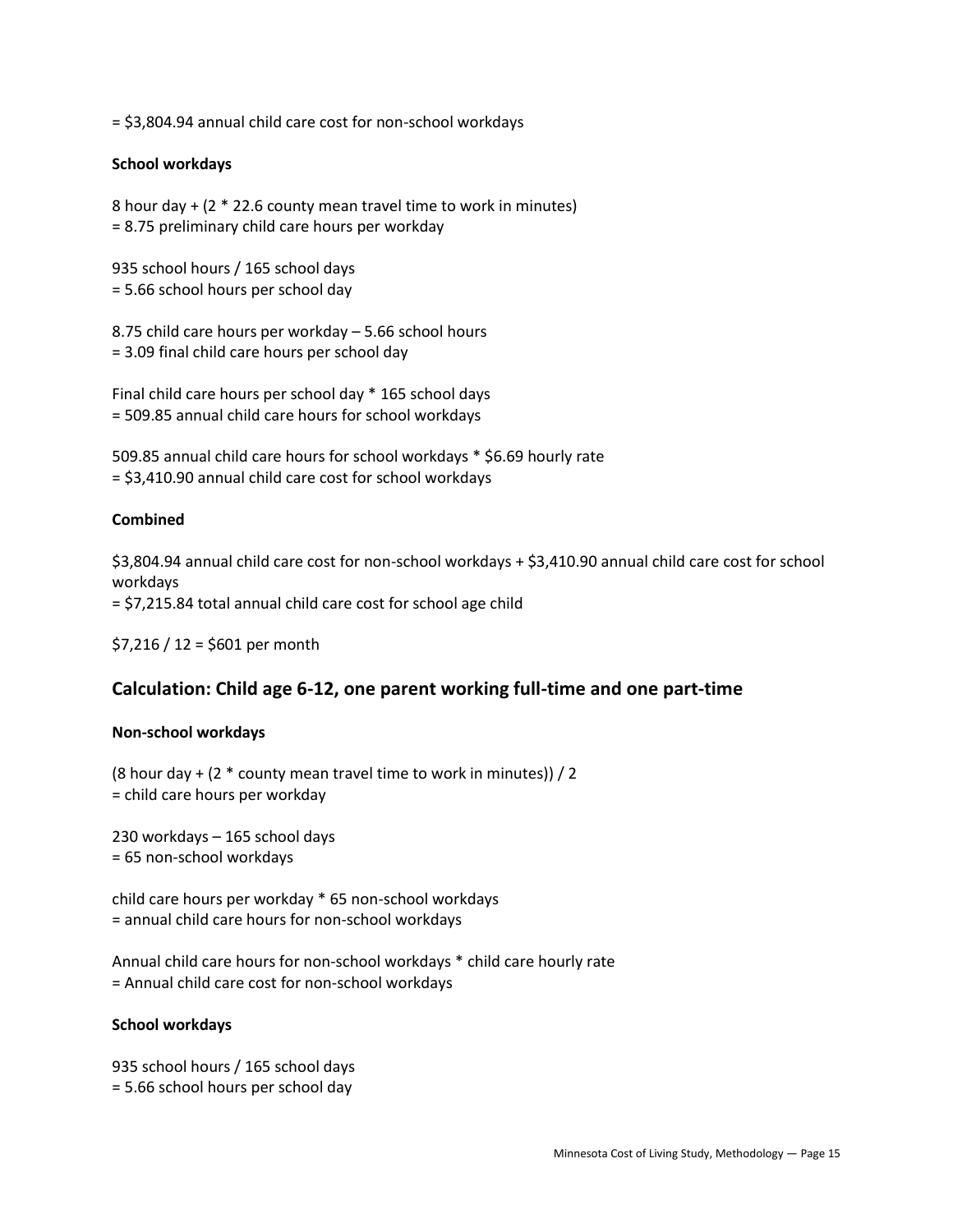= $3,804.94 annual child care cost for non-school workdays

**School workdays**

8 hour day + (2 * 22.6 county mean travel time to work in minutes)
= 8.75 preliminary child care hours per workday

935 school hours / 165 school days
= 5.66 school hours per school day

8.75 child care hours per workday – 5.66 school hours
= 3.09 final child care hours per school day

Final child care hours per school day * 165 school days
= 509.85 annual child care hours for school workdays

509.85 annual child care hours for school workdays * $6.69 hourly rate
= $3,410.90 annual child care cost for school workdays

**Combined**

$3,804.94 annual child care cost for non-school workdays + $3,410.90 annual child care cost for school workdays
= $7,215.84 total annual child care cost for school age child

$7,216 / 12 = $601 per month

## Calculation: Child age 6-12, one parent working full-time and one part-time

**Non-school workdays**

(8 hour day + (2 * county mean travel time to work in minutes)) / 2
= child care hours per workday

230 workdays – 165 school days
= 65 non-school workdays

child care hours per workday * 65 non-school workdays
= annual child care hours for non-school workdays

Annual child care hours for non-school workdays * child care hourly rate
= Annual child care cost for non-school workdays

**School workdays**

935 school hours / 165 school days
= 5.66 school hours per school day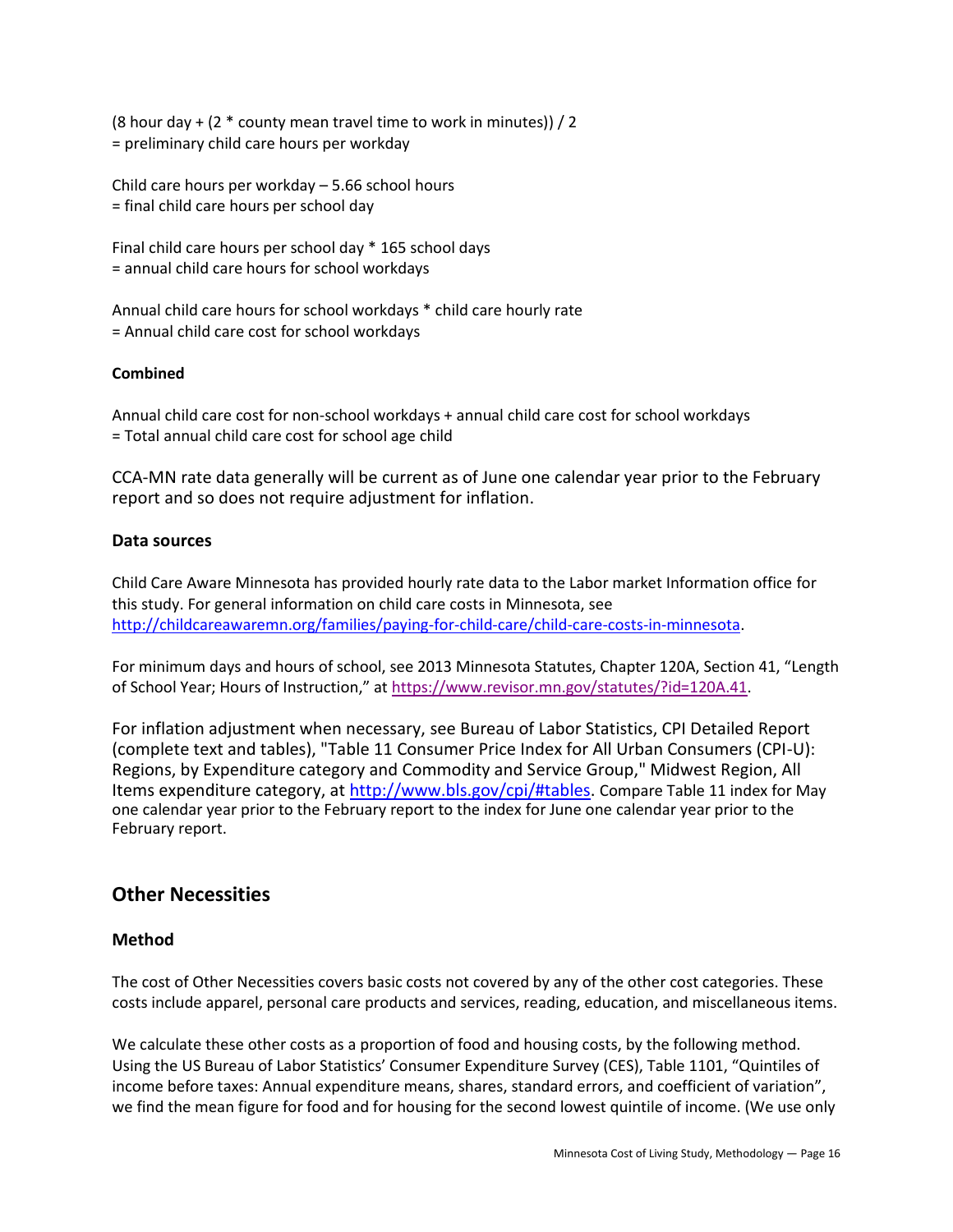(8 hour day + (2 * county mean travel time to work in minutes)) / 2
= preliminary child care hours per workday

Child care hours per workday – 5.66 school hours
= final child care hours per school day

Final child care hours per school day * 165 school days
= annual child care hours for school workdays

Annual child care hours for school workdays * child care hourly rate
= Annual child care cost for school workdays

**Combined**

Annual child care cost for non-school workdays + annual child care cost for school workdays
= Total annual child care cost for school age child

CCA-MN rate data generally will be current as of June one calendar year prior to the February report and so does not require adjustment for inflation.

**Data sources**

Child Care Aware Minnesota has provided hourly rate data to the Labor market Information office for this study. For general information on child care costs in Minnesota, see http://childcareawaremn.org/families/paying-for-child-care/child-care-costs-in-minnesota.

For minimum days and hours of school, see 2013 Minnesota Statutes, Chapter 120A, Section 41, "Length of School Year; Hours of Instruction," at https://www.revisor.mn.gov/statutes/?id=120A.41.

For inflation adjustment when necessary, see Bureau of Labor Statistics, CPI Detailed Report (complete text and tables), "Table 11 Consumer Price Index for All Urban Consumers (CPI-U): Regions, by Expenditure category and Commodity and Service Group," Midwest Region, All Items expenditure category, at http://www.bls.gov/cpi/#tables. Compare Table 11 index for May one calendar year prior to the February report to the index for June one calendar year prior to the February report.

## Other Necessities

**Method**

The cost of Other Necessities covers basic costs not covered by any of the other cost categories. These costs include apparel, personal care products and services, reading, education, and miscellaneous items.

We calculate these other costs as a proportion of food and housing costs, by the following method. Using the US Bureau of Labor Statistics' Consumer Expenditure Survey (CES), Table 1101, "Quintiles of income before taxes: Annual expenditure means, shares, standard errors, and coefficient of variation", we find the mean figure for food and for housing for the second lowest quintile of income. (We use only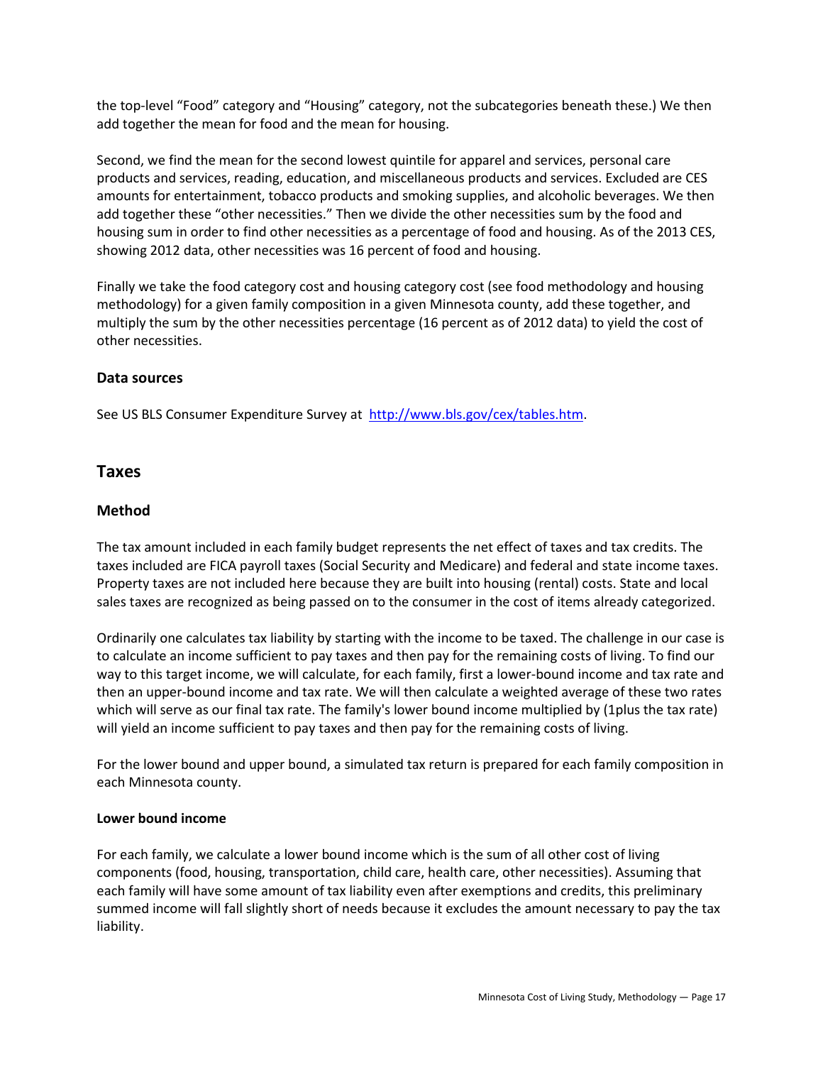the top-level “Food” category and “Housing” category, not the subcategories beneath these.) We then add together the mean for food and the mean for housing.

Second, we find the mean for the second lowest quintile for apparel and services, personal care products and services, reading, education, and miscellaneous products and services. Excluded are CES amounts for entertainment, tobacco products and smoking supplies, and alcoholic beverages. We then add together these “other necessities.” Then we divide the other necessities sum by the food and housing sum in order to find other necessities as a percentage of food and housing. As of the 2013 CES, showing 2012 data, other necessities was 16 percent of food and housing.

Finally we take the food category cost and housing category cost (see food methodology and housing methodology) for a given family composition in a given Minnesota county, add these together, and multiply the sum by the other necessities percentage (16 percent as of 2012 data) to yield the cost of other necessities.

### Data sources

See US BLS Consumer Expenditure Survey at [http://www.bls.gov/cex/tables.htm](http://www.bls.gov/cex/tables.htm).

## Taxes

### Method

The tax amount included in each family budget represents the net effect of taxes and tax credits. The taxes included are FICA payroll taxes (Social Security and Medicare) and federal and state income taxes. Property taxes are not included here because they are built into housing (rental) costs. State and local sales taxes are recognized as being passed on to the consumer in the cost of items already categorized.

Ordinarily one calculates tax liability by starting with the income to be taxed. The challenge in our case is to calculate an income sufficient to pay taxes and then pay for the remaining costs of living. To find our way to this target income, we will calculate, for each family, first a lower-bound income and tax rate and then an upper-bound income and tax rate. We will then calculate a weighted average of these two rates which will serve as our final tax rate. The family's lower bound income multiplied by (1plus the tax rate) will yield an income sufficient to pay taxes and then pay for the remaining costs of living.

For the lower bound and upper bound, a simulated tax return is prepared for each family composition in each Minnesota county.

#### Lower bound income

For each family, we calculate a lower bound income which is the sum of all other cost of living components (food, housing, transportation, child care, health care, other necessities). Assuming that each family will have some amount of tax liability even after exemptions and credits, this preliminary summed income will fall slightly short of needs because it excludes the amount necessary to pay the tax liability.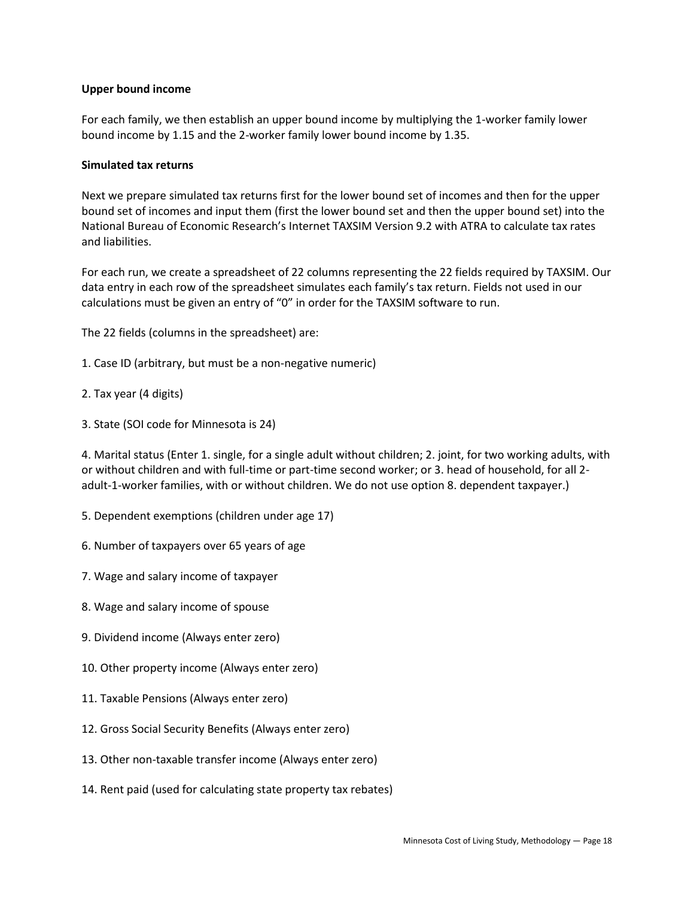**Upper bound income**

For each family, we then establish an upper bound income by multiplying the 1-worker family lower bound income by 1.15 and the 2-worker family lower bound income by 1.35.

**Simulated tax returns**

Next we prepare simulated tax returns first for the lower bound set of incomes and then for the upper bound set of incomes and input them (first the lower bound set and then the upper bound set) into the National Bureau of Economic Research's Internet TAXSIM Version 9.2 with ATRA to calculate tax rates and liabilities.

For each run, we create a spreadsheet of 22 columns representing the 22 fields required by TAXSIM. Our data entry in each row of the spreadsheet simulates each family's tax return. Fields not used in our calculations must be given an entry of "0" in order for the TAXSIM software to run.

The 22 fields (columns in the spreadsheet) are:

1. Case ID (arbitrary, but must be a non-negative numeric)

2. Tax year (4 digits)

3. State (SOI code for Minnesota is 24)

4. Marital status (Enter 1. single, for a single adult without children; 2. joint, for two working adults, with or without children and with full-time or part-time second worker; or 3. head of household, for all 2-adult-1-worker families, with or without children. We do not use option 8. dependent taxpayer.)

5. Dependent exemptions (children under age 17)

6. Number of taxpayers over 65 years of age

7. Wage and salary income of taxpayer

8. Wage and salary income of spouse

9. Dividend income (Always enter zero)

10. Other property income (Always enter zero)

11. Taxable Pensions (Always enter zero)

12. Gross Social Security Benefits (Always enter zero)

13. Other non-taxable transfer income (Always enter zero)

14. Rent paid (used for calculating state property tax rebates)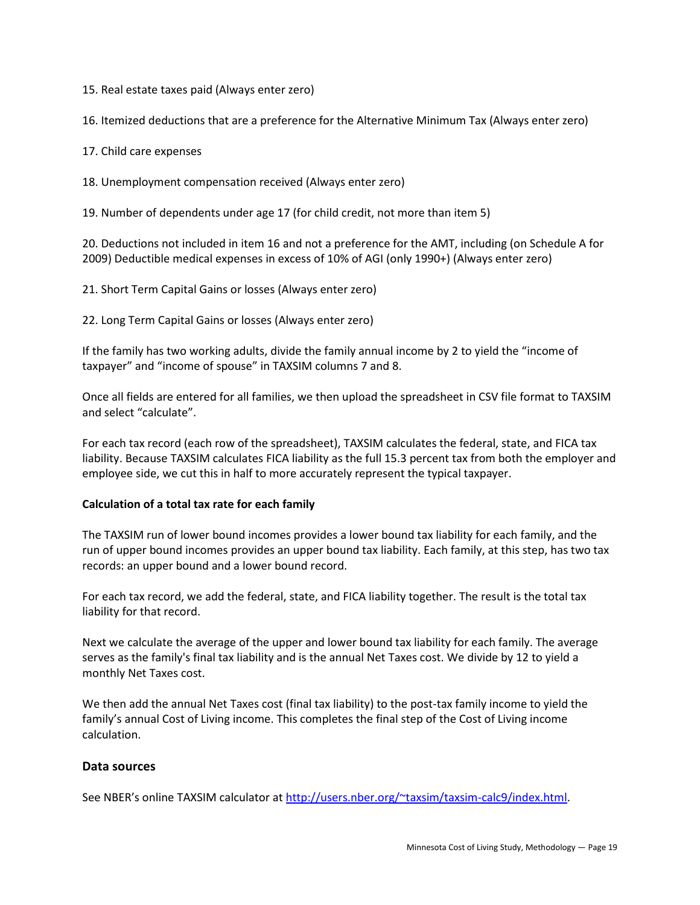15. Real estate taxes paid (Always enter zero)

16. Itemized deductions that are a preference for the Alternative Minimum Tax (Always enter zero)

17. Child care expenses

18. Unemployment compensation received (Always enter zero)

19. Number of dependents under age 17 (for child credit, not more than item 5)

20. Deductions not included in item 16 and not a preference for the AMT, including (on Schedule A for 2009) Deductible medical expenses in excess of 10% of AGI (only 1990+) (Always enter zero)

21. Short Term Capital Gains or losses (Always enter zero)

22. Long Term Capital Gains or losses (Always enter zero)

If the family has two working adults, divide the family annual income by 2 to yield the "income of taxpayer" and "income of spouse" in TAXSIM columns 7 and 8.

Once all fields are entered for all families, we then upload the spreadsheet in CSV file format to TAXSIM and select "calculate".

For each tax record (each row of the spreadsheet), TAXSIM calculates the federal, state, and FICA tax liability. Because TAXSIM calculates FICA liability as the full 15.3 percent tax from both the employer and employee side, we cut this in half to more accurately represent the typical taxpayer.

**Calculation of a total tax rate for each family**

The TAXSIM run of lower bound incomes provides a lower bound tax liability for each family, and the run of upper bound incomes provides an upper bound tax liability. Each family, at this step, has two tax records: an upper bound and a lower bound record.

For each tax record, we add the federal, state, and FICA liability together. The result is the total tax liability for that record.

Next we calculate the average of the upper and lower bound tax liability for each family. The average serves as the family's final tax liability and is the annual Net Taxes cost. We divide by 12 to yield a monthly Net Taxes cost.

We then add the annual Net Taxes cost (final tax liability) to the post-tax family income to yield the family's annual Cost of Living income. This completes the final step of the Cost of Living income calculation.

## Data sources

See NBER's online TAXSIM calculator at [http://users.nber.org/~taxsim/taxsim-calc9/index.html](http://users.nber.org/~taxsim/taxsim-calc9/index.html).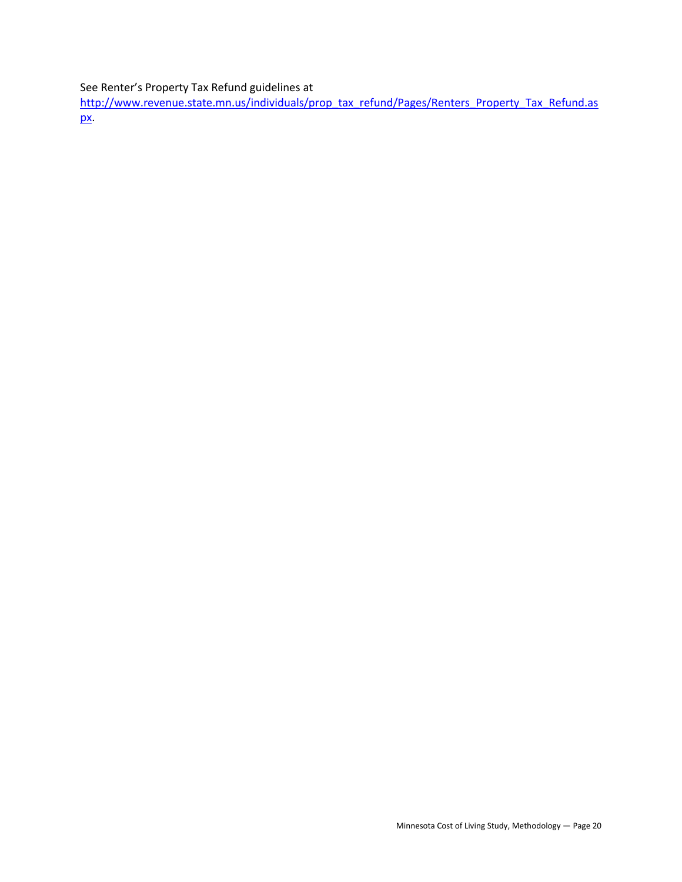See Renter's Property Tax Refund guidelines at http://www.revenue.state.mn.us/individuals/prop_tax_refund/Pages/Renters_Property_Tax_Refund.aspx.